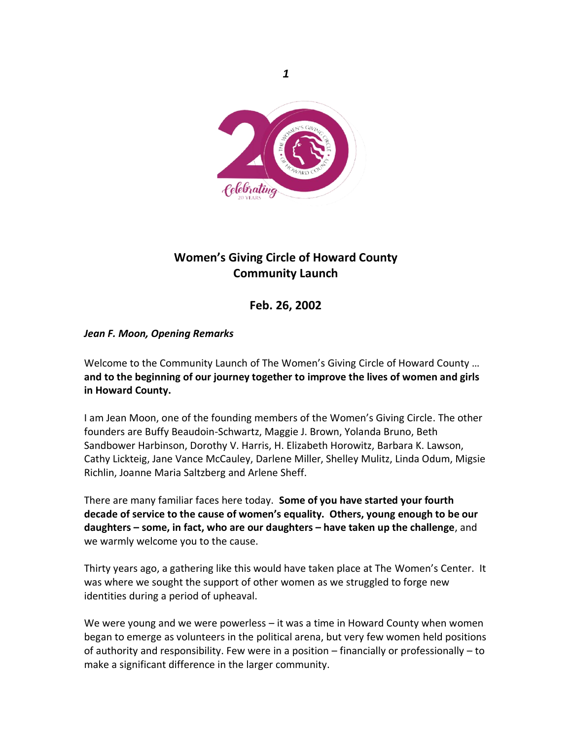# Women's Giving Circle of Howard County
## Community Launch

## Feb. 26, 2002

***Jean F. Moon, Opening Remarks***

Welcome to the Community Launch of The Women's Giving Circle of Howard County … **and to the beginning of our journey together to improve the lives of women and girls in Howard County.**

I am Jean Moon, one of the founding members of the Women's Giving Circle. The other founders are Buffy Beaudoin-Schwartz, Maggie J. Brown, Yolanda Bruno, Beth Sandbower Harbinson, Dorothy V. Harris, H. Elizabeth Horowitz, Barbara K. Lawson, Cathy Lickteig, Jane Vance McCauley, Darlene Miller, Shelley Mulitz, Linda Odum, Migsie Richlin, Joanne Maria Saltzberg and Arlene Sheff.

There are many familiar faces here today. **Some of you have started your fourth decade of service to the cause of women's equality. Others, young enough to be our daughters – some, in fact, who are our daughters – have taken up the challenge**, and we warmly welcome you to the cause.

Thirty years ago, a gathering like this would have taken place at The Women's Center. It was where we sought the support of other women as we struggled to forge new identities during a period of upheaval.

We were young and we were powerless – it was a time in Howard County when women began to emerge as volunteers in the political arena, but very few women held positions of authority and responsibility. Few were in a position – financially or professionally – to make a significant difference in the larger community.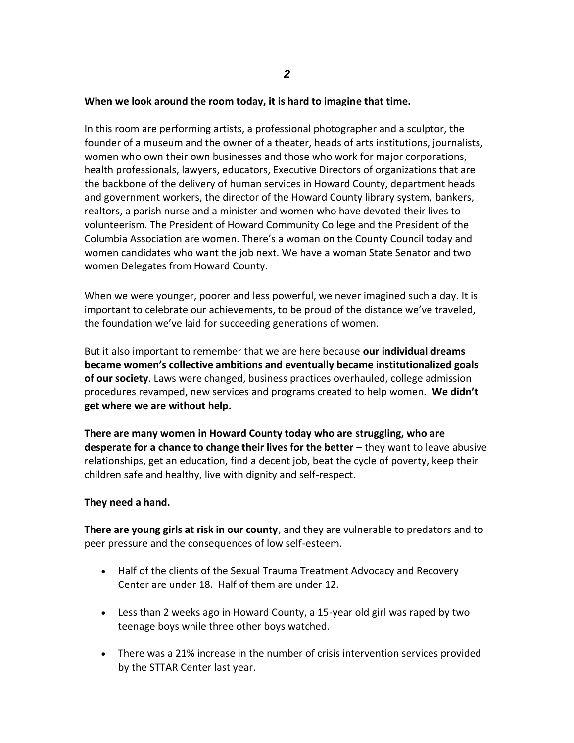**When we look around the room today, it is hard to imagine <u>that</u> time.**

In this room are performing artists, a professional photographer and a sculptor, the founder of a museum and the owner of a theater, heads of arts institutions, journalists, women who own their own businesses and those who work for major corporations, health professionals, lawyers, educators, Executive Directors of organizations that are the backbone of the delivery of human services in Howard County, department heads and government workers, the director of the Howard County library system, bankers, realtors, a parish nurse and a minister and women who have devoted their lives to volunteerism. The President of Howard Community College and the President of the Columbia Association are women. There's a woman on the County Council today and women candidates who want the job next. We have a woman State Senator and two women Delegates from Howard County.

When we were younger, poorer and less powerful, we never imagined such a day. It is important to celebrate our achievements, to be proud of the distance we've traveled, the foundation we've laid for succeeding generations of women.

But it also important to remember that we are here because **our individual dreams became women's collective ambitions and eventually became institutionalized goals of our society**. Laws were changed, business practices overhauled, college admission procedures revamped, new services and programs created to help women. **We didn't get where we are without help.**

**There are many women in Howard County today who are struggling, who are desperate for a chance to change their lives for the better** – they want to leave abusive relationships, get an education, find a decent job, beat the cycle of poverty, keep their children safe and healthy, live with dignity and self-respect.

**They need a hand.**

**There are young girls at risk in our county**, and they are vulnerable to predators and to peer pressure and the consequences of low self-esteem.

- Half of the clients of the Sexual Trauma Treatment Advocacy and Recovery Center are under 18. Half of them are under 12.
- Less than 2 weeks ago in Howard County, a 15-year old girl was raped by two teenage boys while three other boys watched.
- There was a 21% increase in the number of crisis intervention services provided by the STTAR Center last year.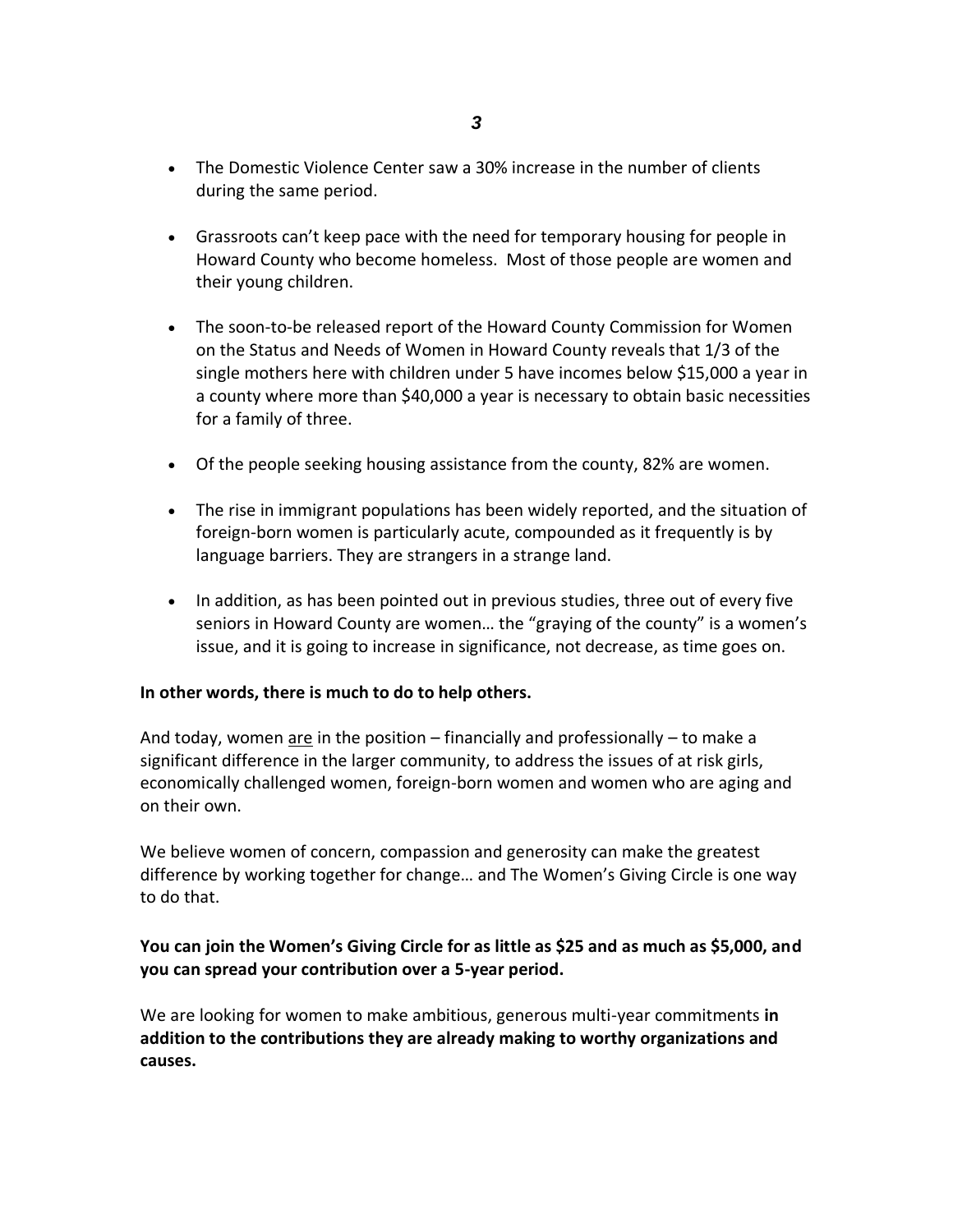- The Domestic Violence Center saw a 30% increase in the number of clients during the same period.

- Grassroots can't keep pace with the need for temporary housing for people in Howard County who become homeless. Most of those people are women and their young children.

- The soon-to-be released report of the Howard County Commission for Women on the Status and Needs of Women in Howard County reveals that 1/3 of the single mothers here with children under 5 have incomes below $15,000 a year in a county where more than $40,000 a year is necessary to obtain basic necessities for a family of three.

- Of the people seeking housing assistance from the county, 82% are women.

- The rise in immigrant populations has been widely reported, and the situation of foreign-born women is particularly acute, compounded as it frequently is by language barriers. They are strangers in a strange land.

- In addition, as has been pointed out in previous studies, three out of every five seniors in Howard County are women… the "graying of the county" is a women's issue, and it is going to increase in significance, not decrease, as time goes on.

**In other words, there is much to do to help others.**

And today, women <u>are</u> in the position – financially and professionally – to make a significant difference in the larger community, to address the issues of at risk girls, economically challenged women, foreign-born women and women who are aging and on their own.

We believe women of concern, compassion and generosity can make the greatest difference by working together for change… and The Women's Giving Circle is one way to do that.

**You can join the Women's Giving Circle for as little as $25 and as much as $5,000, and you can spread your contribution over a 5-year period.**

We are looking for women to make ambitious, generous multi-year commitments **in addition to the contributions they are already making to worthy organizations and causes.**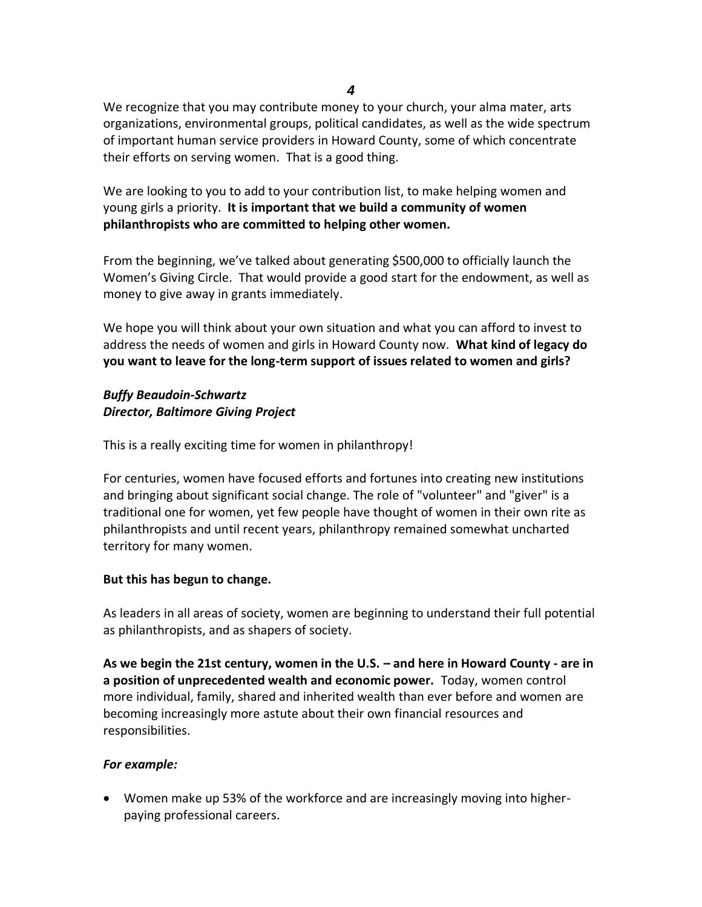We recognize that you may contribute money to your church, your alma mater, arts organizations, environmental groups, political candidates, as well as the wide spectrum of important human service providers in Howard County, some of which concentrate their efforts on serving women. That is a good thing.

We are looking to you to add to your contribution list, to make helping women and young girls a priority. **It is important that we build a community of women philanthropists who are committed to helping other women.**

From the beginning, we've talked about generating $500,000 to officially launch the Women's Giving Circle. That would provide a good start for the endowment, as well as money to give away in grants immediately.

We hope you will think about your own situation and what you can afford to invest to address the needs of women and girls in Howard County now. **What kind of legacy do you want to leave for the long-term support of issues related to women and girls?**

***Buffy Beaudoin-Schwartz***
***Director, Baltimore Giving Project***

This is a really exciting time for women in philanthropy!

For centuries, women have focused efforts and fortunes into creating new institutions and bringing about significant social change. The role of "volunteer" and "giver" is a traditional one for women, yet few people have thought of women in their own rite as philanthropists and until recent years, philanthropy remained somewhat uncharted territory for many women.

**But this has begun to change.**

As leaders in all areas of society, women are beginning to understand their full potential as philanthropists, and as shapers of society.

**As we begin the 21st century, women in the U.S. – and here in Howard County - are in a position of unprecedented wealth and economic power.** Today, women control more individual, family, shared and inherited wealth than ever before and women are becoming increasingly more astute about their own financial resources and responsibilities.

***For example:***

- Women make up 53% of the workforce and are increasingly moving into higher-paying professional careers.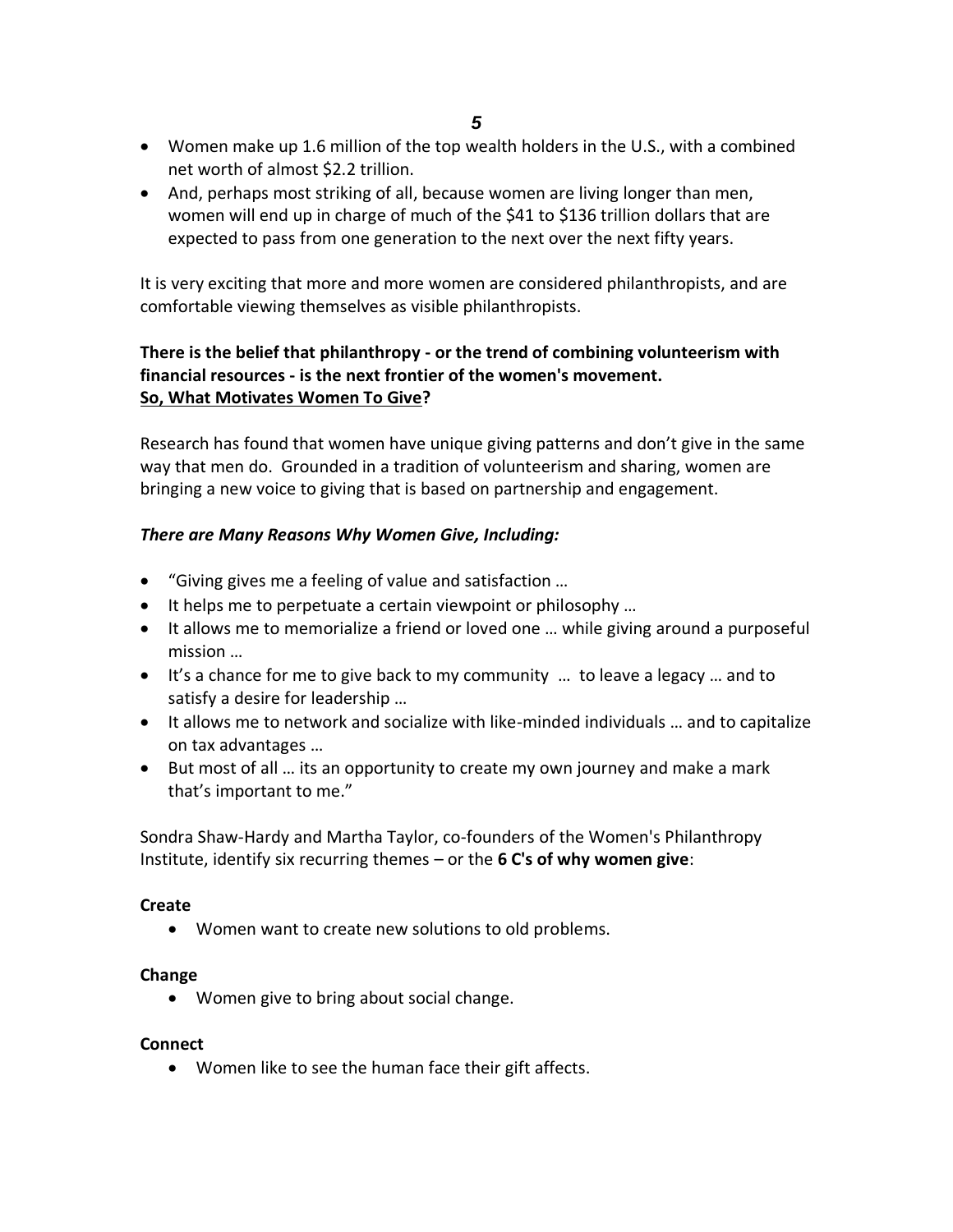- Women make up 1.6 million of the top wealth holders in the U.S., with a combined net worth of almost $2.2 trillion.
- And, perhaps most striking of all, because women are living longer than men, women will end up in charge of much of the $41 to $136 trillion dollars that are expected to pass from one generation to the next over the next fifty years.

It is very exciting that more and more women are considered philanthropists, and are comfortable viewing themselves as visible philanthropists.

**There is the belief that philanthropy - or the trend of combining volunteerism with financial resources - is the next frontier of the women's movement.**
**<u>So, What Motivates Women To Give</u>?**

Research has found that women have unique giving patterns and don't give in the same way that men do. Grounded in a tradition of volunteerism and sharing, women are bringing a new voice to giving that is based on partnership and engagement.

***There are Many Reasons Why Women Give, Including:***

- "Giving gives me a feeling of value and satisfaction …
- It helps me to perpetuate a certain viewpoint or philosophy …
- It allows me to memorialize a friend or loved one … while giving around a purposeful mission …
- It's a chance for me to give back to my community … to leave a legacy … and to satisfy a desire for leadership …
- It allows me to network and socialize with like-minded individuals … and to capitalize on tax advantages …
- But most of all … its an opportunity to create my own journey and make a mark that's important to me."

Sondra Shaw-Hardy and Martha Taylor, co-founders of the Women's Philanthropy Institute, identify six recurring themes – or the **6 C's of why women give**:

**Create**

- Women want to create new solutions to old problems.

**Change**

- Women give to bring about social change.

**Connect**

- Women like to see the human face their gift affects.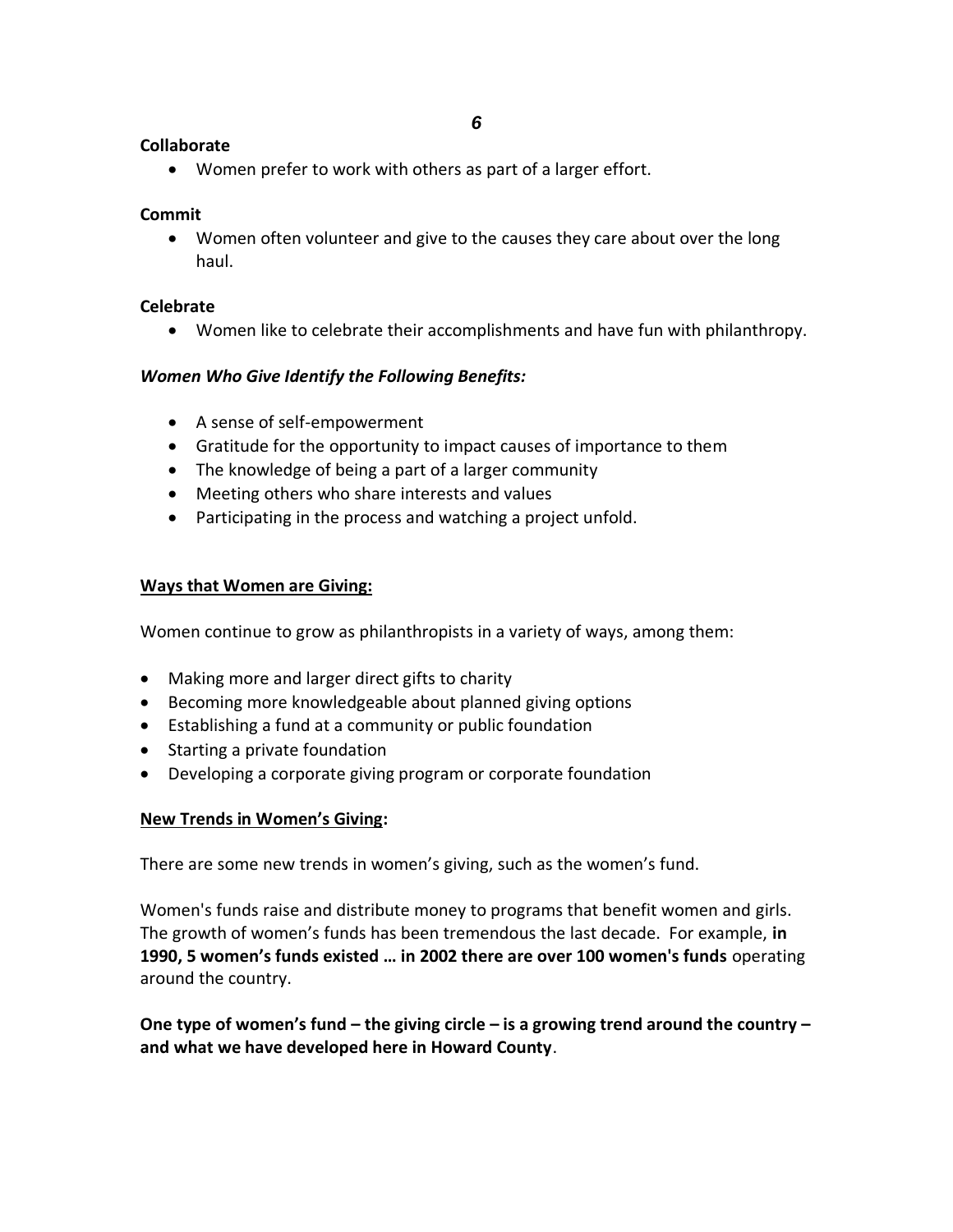**Collaborate**

- Women prefer to work with others as part of a larger effort.

**Commit**

- Women often volunteer and give to the causes they care about over the long haul.

**Celebrate**

- Women like to celebrate their accomplishments and have fun with philanthropy.

***Women Who Give Identify the Following Benefits:***

- A sense of self-empowerment
- Gratitude for the opportunity to impact causes of importance to them
- The knowledge of being a part of a larger community
- Meeting others who share interests and values
- Participating in the process and watching a project unfold.

<u>**Ways that Women are Giving:**</u>

Women continue to grow as philanthropists in a variety of ways, among them:

- Making more and larger direct gifts to charity
- Becoming more knowledgeable about planned giving options
- Establishing a fund at a community or public foundation
- Starting a private foundation
- Developing a corporate giving program or corporate foundation

<u>**New Trends in Women's Giving**</u>**:**

There are some new trends in women's giving, such as the women's fund.

Women's funds raise and distribute money to programs that benefit women and girls. The growth of women's funds has been tremendous the last decade. For example, **in 1990, 5 women's funds existed … in 2002 there are over 100 women's funds** operating around the country.

**One type of women's fund – the giving circle – is a growing trend around the country – and what we have developed here in Howard County**.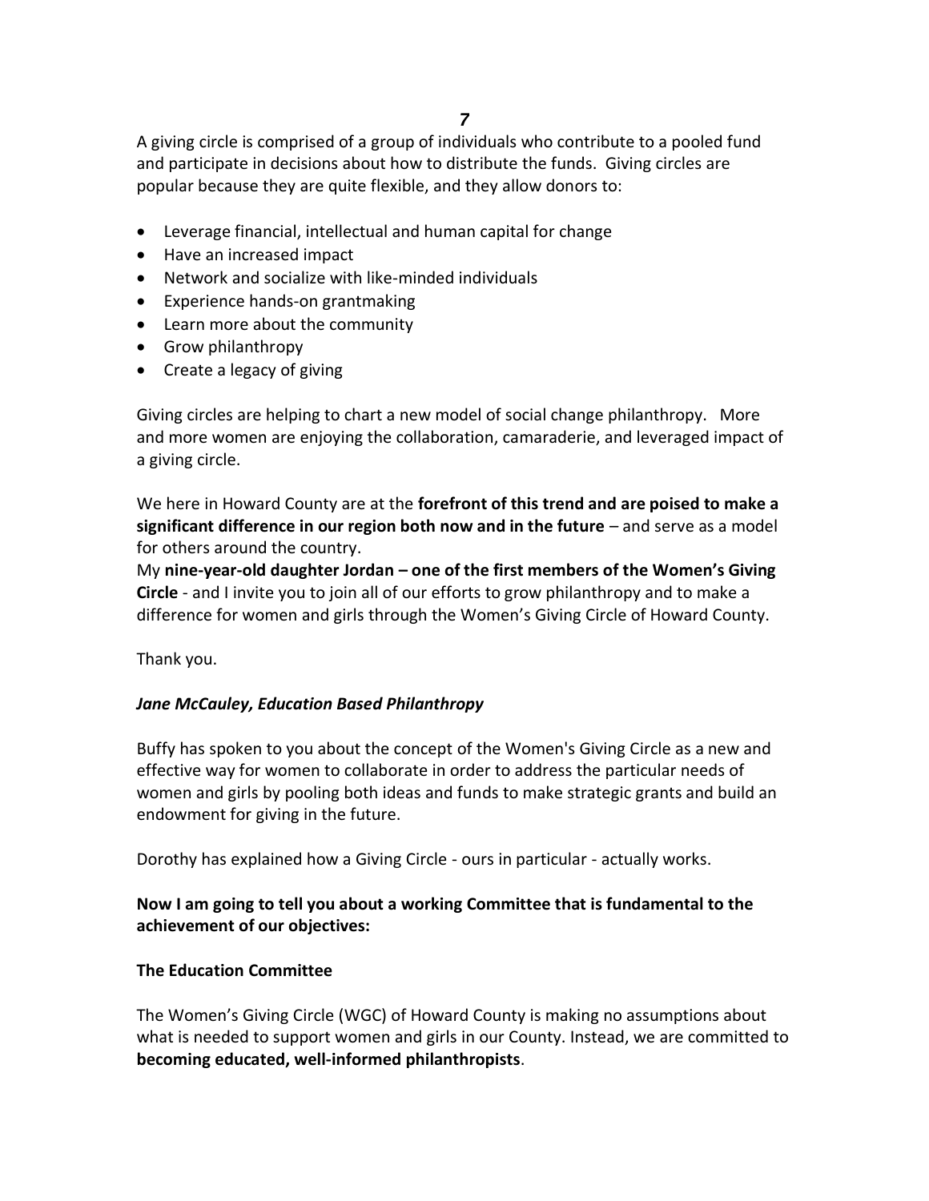A giving circle is comprised of a group of individuals who contribute to a pooled fund and participate in decisions about how to distribute the funds. Giving circles are popular because they are quite flexible, and they allow donors to:

- Leverage financial, intellectual and human capital for change
- Have an increased impact
- Network and socialize with like-minded individuals
- Experience hands-on grantmaking
- Learn more about the community
- Grow philanthropy
- Create a legacy of giving

Giving circles are helping to chart a new model of social change philanthropy. More and more women are enjoying the collaboration, camaraderie, and leveraged impact of a giving circle.

We here in Howard County are at the **forefront of this trend and are poised to make a significant difference in our region both now and in the future** – and serve as a model for others around the country.

My **nine-year-old daughter Jordan – one of the first members of the Women's Giving Circle** - and I invite you to join all of our efforts to grow philanthropy and to make a difference for women and girls through the Women's Giving Circle of Howard County.

Thank you.

***Jane McCauley, Education Based Philanthropy***

Buffy has spoken to you about the concept of the Women's Giving Circle as a new and effective way for women to collaborate in order to address the particular needs of women and girls by pooling both ideas and funds to make strategic grants and build an endowment for giving in the future.

Dorothy has explained how a Giving Circle - ours in particular - actually works.

**Now I am going to tell you about a working Committee that is fundamental to the achievement of our objectives:**

**The Education Committee**

The Women's Giving Circle (WGC) of Howard County is making no assumptions about what is needed to support women and girls in our County. Instead, we are committed to **becoming educated, well-informed philanthropists**.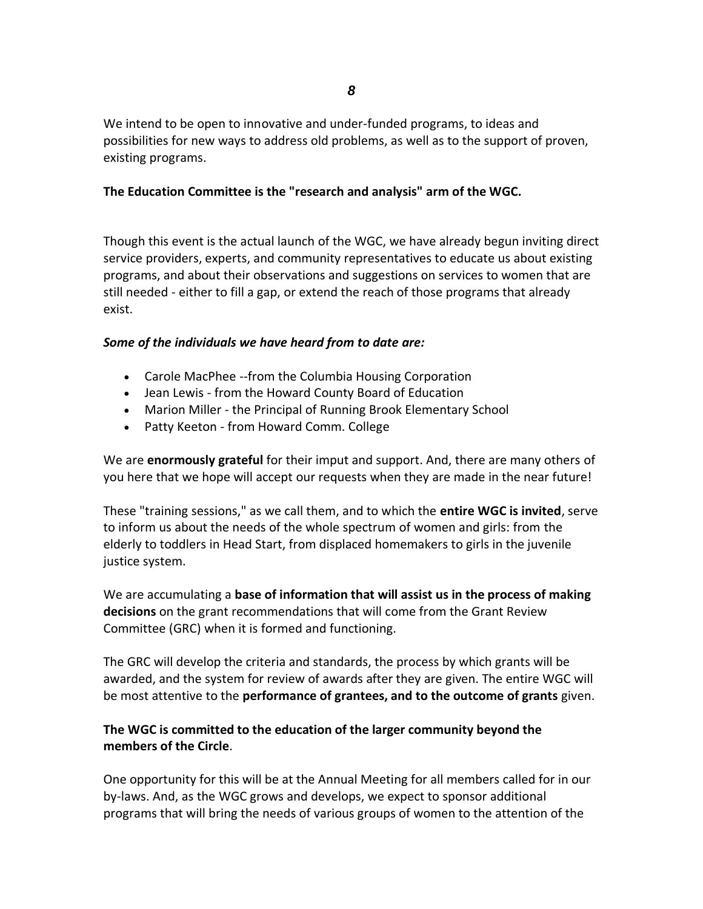We intend to be open to innovative and under-funded programs, to ideas and possibilities for new ways to address old problems, as well as to the support of proven, existing programs.

**The Education Committee is the "research and analysis" arm of the WGC.**

Though this event is the actual launch of the WGC, we have already begun inviting direct service providers, experts, and community representatives to educate us about existing programs, and about their observations and suggestions on services to women that are still needed - either to fill a gap, or extend the reach of those programs that already exist.

***Some of the individuals we have heard from to date are:***

- Carole MacPhee --from the Columbia Housing Corporation
- Jean Lewis - from the Howard County Board of Education
- Marion Miller - the Principal of Running Brook Elementary School
- Patty Keeton - from Howard Comm. College

We are **enormously grateful** for their imput and support. And, there are many others of you here that we hope will accept our requests when they are made in the near future!

These "training sessions," as we call them, and to which the **entire WGC is invited**, serve to inform us about the needs of the whole spectrum of women and girls: from the elderly to toddlers in Head Start, from displaced homemakers to girls in the juvenile justice system.

We are accumulating a **base of information that will assist us in the process of making decisions** on the grant recommendations that will come from the Grant Review Committee (GRC) when it is formed and functioning.

The GRC will develop the criteria and standards, the process by which grants will be awarded, and the system for review of awards after they are given. The entire WGC will be most attentive to the **performance of grantees, and to the outcome of grants** given.

**The WGC is committed to the education of the larger community beyond the members of the Circle**.

One opportunity for this will be at the Annual Meeting for all members called for in our by-laws. And, as the WGC grows and develops, we expect to sponsor additional programs that will bring the needs of various groups of women to the attention of the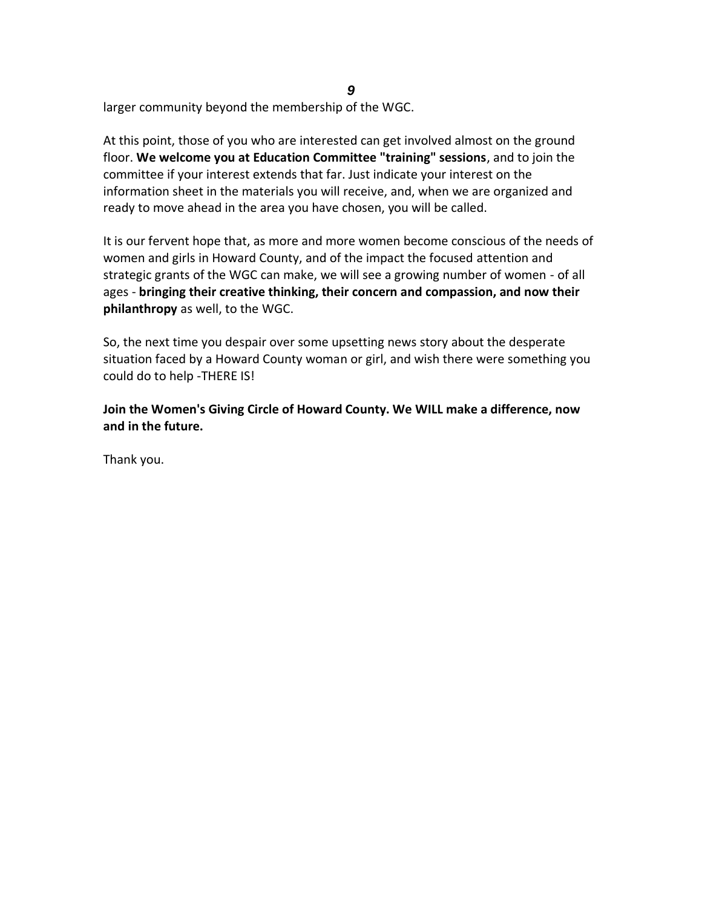larger community beyond the membership of the WGC.

At this point, those of you who are interested can get involved almost on the ground floor. **We welcome you at Education Committee "training" sessions**, and to join the committee if your interest extends that far. Just indicate your interest on the information sheet in the materials you will receive, and, when we are organized and ready to move ahead in the area you have chosen, you will be called.

It is our fervent hope that, as more and more women become conscious of the needs of women and girls in Howard County, and of the impact the focused attention and strategic grants of the WGC can make, we will see a growing number of women - of all ages - **bringing their creative thinking, their concern and compassion, and now their philanthropy** as well, to the WGC.

So, the next time you despair over some upsetting news story about the desperate situation faced by a Howard County woman or girl, and wish there were something you could do to help -THERE IS!

**Join the Women's Giving Circle of Howard County. We WILL make a difference, now and in the future.**

Thank you.